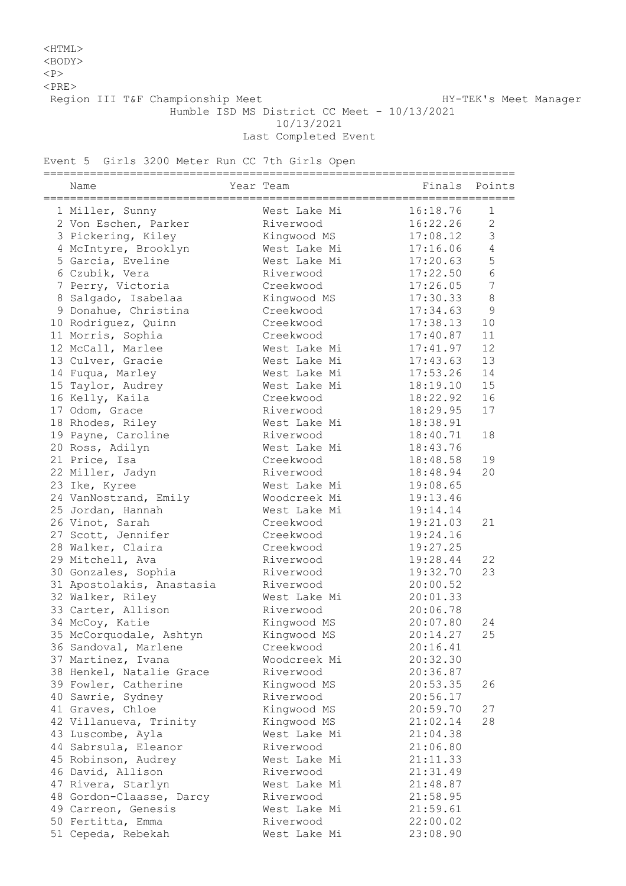<HTML>
<BODY>
<P>
<PRE>

Region III T&F Championship Meet HY-TEK's Meet Manager

Humble ISD MS District CC Meet - 10/13/2021

10/13/2021

Last Completed Event

Event 5 Girls 3200 Meter Run CC 7th Girls Open

| | Name | Year | Team | Finals | Points |
|---|---|---|---|---|---|
| 1 | Miller, Sunny | | West Lake Mi | 16:18.76 | 1 |
| 2 | Von Eschen, Parker | | Riverwood | 16:22.26 | 2 |
| 3 | Pickering, Kiley | | Kingwood MS | 17:08.12 | 3 |
| 4 | McIntyre, Brooklyn | | West Lake Mi | 17:16.06 | 4 |
| 5 | Garcia, Eveline | | West Lake Mi | 17:20.63 | 5 |
| 6 | Czubik, Vera | | Riverwood | 17:22.50 | 6 |
| 7 | Perry, Victoria | | Creekwood | 17:26.05 | 7 |
| 8 | Salgado, Isabelaa | | Kingwood MS | 17:30.33 | 8 |
| 9 | Donahue, Christina | | Creekwood | 17:34.63 | 9 |
| 10 | Rodriguez, Quinn | | Creekwood | 17:38.13 | 10 |
| 11 | Morris, Sophia | | Creekwood | 17:40.87 | 11 |
| 12 | McCall, Marlee | | West Lake Mi | 17:41.97 | 12 |
| 13 | Culver, Gracie | | West Lake Mi | 17:43.63 | 13 |
| 14 | Fuqua, Marley | | West Lake Mi | 17:53.26 | 14 |
| 15 | Taylor, Audrey | | West Lake Mi | 18:19.10 | 15 |
| 16 | Kelly, Kaila | | Creekwood | 18:22.92 | 16 |
| 17 | Odom, Grace | | Riverwood | 18:29.95 | 17 |
| 18 | Rhodes, Riley | | West Lake Mi | 18:38.91 | |
| 19 | Payne, Caroline | | Riverwood | 18:40.71 | 18 |
| 20 | Ross, Adilyn | | West Lake Mi | 18:43.76 | |
| 21 | Price, Isa | | Creekwood | 18:48.58 | 19 |
| 22 | Miller, Jadyn | | Riverwood | 18:48.94 | 20 |
| 23 | Ike, Kyree | | West Lake Mi | 19:08.65 | |
| 24 | VanNostrand, Emily | | Woodcreek Mi | 19:13.46 | |
| 25 | Jordan, Hannah | | West Lake Mi | 19:14.14 | |
| 26 | Vinot, Sarah | | Creekwood | 19:21.03 | 21 |
| 27 | Scott, Jennifer | | Creekwood | 19:24.16 | |
| 28 | Walker, Claira | | Creekwood | 19:27.25 | |
| 29 | Mitchell, Ava | | Riverwood | 19:28.44 | 22 |
| 30 | Gonzales, Sophia | | Riverwood | 19:32.70 | 23 |
| 31 | Apostolakis, Anastasia | | Riverwood | 20:00.52 | |
| 32 | Walker, Riley | | West Lake Mi | 20:01.33 | |
| 33 | Carter, Allison | | Riverwood | 20:06.78 | |
| 34 | McCoy, Katie | | Kingwood MS | 20:07.80 | 24 |
| 35 | McCorquodale, Ashtyn | | Kingwood MS | 20:14.27 | 25 |
| 36 | Sandoval, Marlene | | Creekwood | 20:16.41 | |
| 37 | Martinez, Ivana | | Woodcreek Mi | 20:32.30 | |
| 38 | Henkel, Natalie Grace | | Riverwood | 20:36.87 | |
| 39 | Fowler, Catherine | | Kingwood MS | 20:53.35 | 26 |
| 40 | Sawrie, Sydney | | Riverwood | 20:56.17 | |
| 41 | Graves, Chloe | | Kingwood MS | 20:59.70 | 27 |
| 42 | Villanueva, Trinity | | Kingwood MS | 21:02.14 | 28 |
| 43 | Luscombe, Ayla | | West Lake Mi | 21:04.38 | |
| 44 | Sabrsula, Eleanor | | Riverwood | 21:06.80 | |
| 45 | Robinson, Audrey | | West Lake Mi | 21:11.33 | |
| 46 | David, Allison | | Riverwood | 21:31.49 | |
| 47 | Rivera, Starlyn | | West Lake Mi | 21:48.87 | |
| 48 | Gordon-Claasse, Darcy | | Riverwood | 21:58.95 | |
| 49 | Carreon, Genesis | | West Lake Mi | 21:59.61 | |
| 50 | Fertitta, Emma | | Riverwood | 22:00.02 | |
| 51 | Cepeda, Rebekah | | West Lake Mi | 23:08.90 | |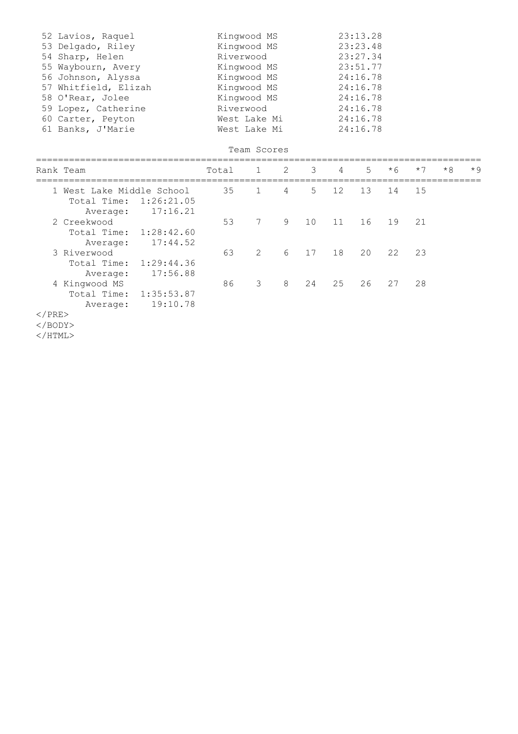| | | | |
|---|---|---|---|
| 52 | Lavios, Raquel | Kingwood MS | 23:13.28 |
| 53 | Delgado, Riley | Kingwood MS | 23:23.48 |
| 54 | Sharp, Helen | Riverwood | 23:27.34 |
| 55 | Waybourn, Avery | Kingwood MS | 23:51.77 |
| 56 | Johnson, Alyssa | Kingwood MS | 24:16.78 |
| 57 | Whitfield, Elizah | Kingwood MS | 24:16.78 |
| 58 | O'Rear, Jolee | Kingwood MS | 24:16.78 |
| 59 | Lopez, Catherine | Riverwood | 24:16.78 |
| 60 | Carter, Peyton | West Lake Mi | 24:16.78 |
| 61 | Banks, J'Marie | West Lake Mi | 24:16.78 |

## Team Scores

| Rank | Team | Total | 1 | 2 | 3 | 4 | 5 | *6 | *7 | *8 | *9 |
|---|---|---|---|---|---|---|---|---|---|---|---|
| 1 | West Lake Middle School | 35 | 1 | 4 | 5 | 12 | 13 | 14 | 15 | | |
| | Total Time: 1:26:21.05 | | | | | | | | | | |
| | Average: 17:16.21 | | | | | | | | | | |
| 2 | Creekwood | 53 | 7 | 9 | 10 | 11 | 16 | 19 | 21 | | |
| | Total Time: 1:28:42.60 | | | | | | | | | | |
| | Average: 17:44.52 | | | | | | | | | | |
| 3 | Riverwood | 63 | 2 | 6 | 17 | 18 | 20 | 22 | 23 | | |
| | Total Time: 1:29:44.36 | | | | | | | | | | |
| | Average: 17:56.88 | | | | | | | | | | |
| 4 | Kingwood MS | 86 | 3 | 8 | 24 | 25 | 26 | 27 | 28 | | |
| | Total Time: 1:35:53.87 | | | | | | | | | | |
| | Average: 19:10.78 | | | | | | | | | | |

</PRE>
</BODY>
</HTML>